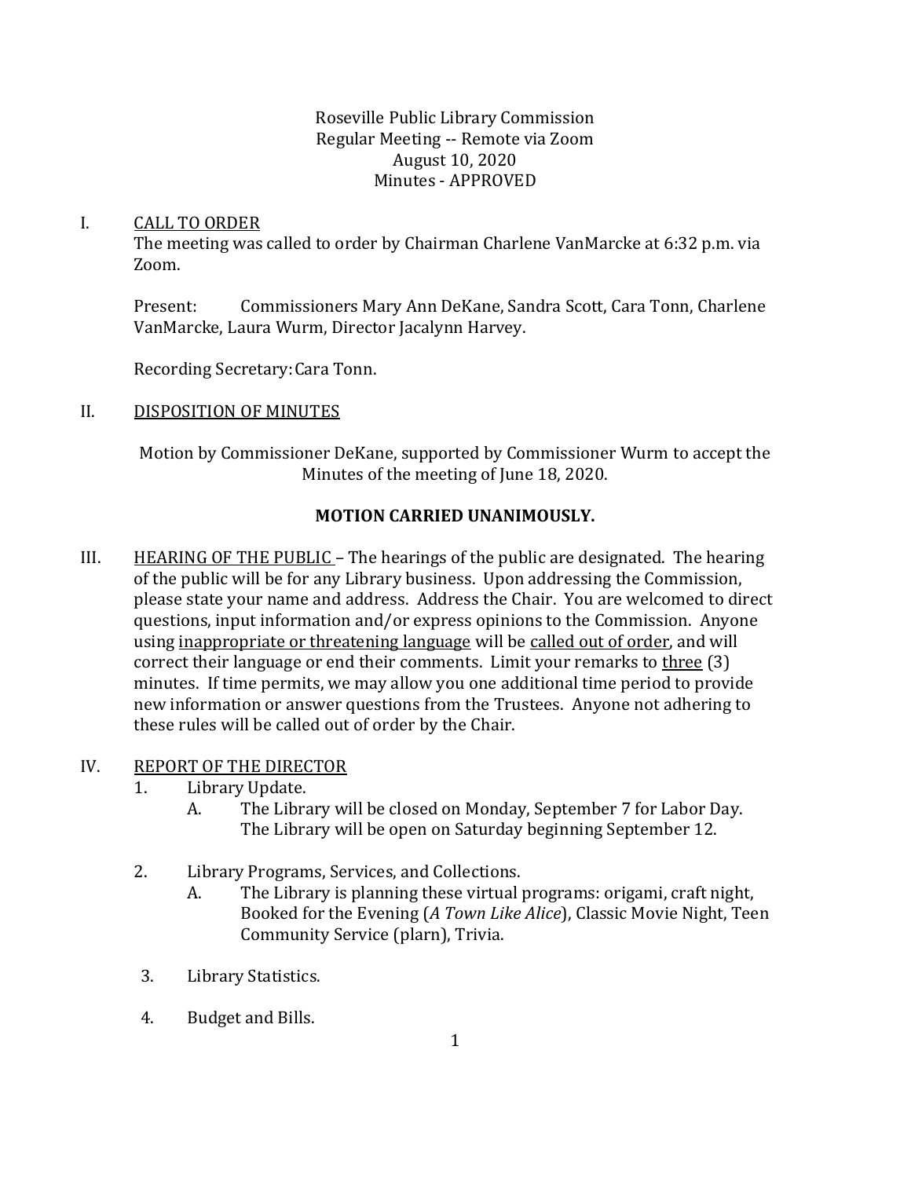Roseville Public Library Commission
Regular Meeting -- Remote via Zoom
August 10, 2020
Minutes - APPROVED

I. CALL TO ORDER

The meeting was called to order by Chairman Charlene VanMarcke at 6:32 p.m. via Zoom.

Present: Commissioners Mary Ann DeKane, Sandra Scott, Cara Tonn, Charlene VanMarcke, Laura Wurm, Director Jacalynn Harvey.

Recording Secretary: Cara Tonn.

II. DISPOSITION OF MINUTES

Motion by Commissioner DeKane, supported by Commissioner Wurm to accept the Minutes of the meeting of June 18, 2020.

**MOTION CARRIED UNANIMOUSLY.**

III. HEARING OF THE PUBLIC – The hearings of the public are designated. The hearing of the public will be for any Library business. Upon addressing the Commission, please state your name and address. Address the Chair. You are welcomed to direct questions, input information and/or express opinions to the Commission. Anyone using inappropriate or threatening language will be called out of order, and will correct their language or end their comments. Limit your remarks to three (3) minutes. If time permits, we may allow you one additional time period to provide new information or answer questions from the Trustees. Anyone not adhering to these rules will be called out of order by the Chair.

IV. REPORT OF THE DIRECTOR

1. Library Update.
   A. The Library will be closed on Monday, September 7 for Labor Day. The Library will be open on Saturday beginning September 12.

2. Library Programs, Services, and Collections.
   A. The Library is planning these virtual programs: origami, craft night, Booked for the Evening (*A Town Like Alice*), Classic Movie Night, Teen Community Service (plarn), Trivia.

3. Library Statistics.

4. Budget and Bills.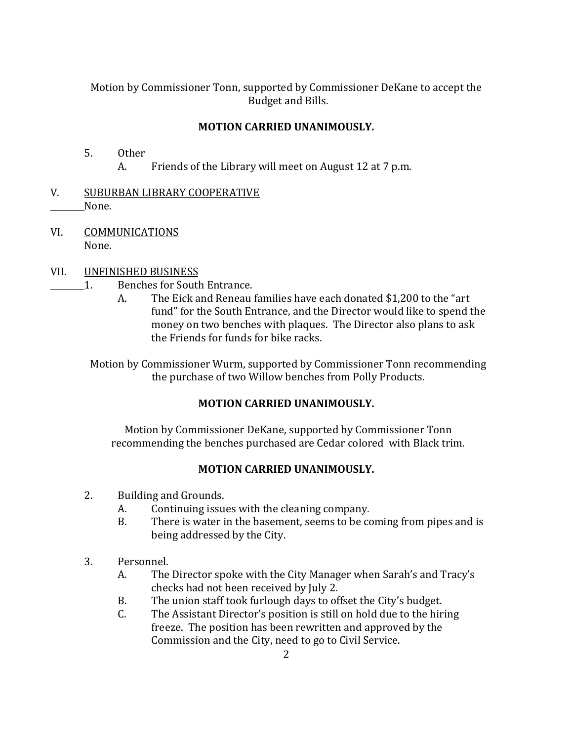Motion by Commissioner Tonn, supported by Commissioner DeKane to accept the Budget and Bills.

**MOTION CARRIED UNANIMOUSLY.**

5. Other
   - A. Friends of the Library will meet on August 12 at 7 p.m.

V. SUBURBAN LIBRARY COOPERATIVE

None.

VI. COMMUNICATIONS

None.

VII. UNFINISHED BUSINESS

1. Benches for South Entrance.
   - A. The Eick and Reneau families have each donated $1,200 to the "art fund" for the South Entrance, and the Director would like to spend the money on two benches with plaques. The Director also plans to ask the Friends for funds for bike racks.

Motion by Commissioner Wurm, supported by Commissioner Tonn recommending the purchase of two Willow benches from Polly Products.

**MOTION CARRIED UNANIMOUSLY.**

Motion by Commissioner DeKane, supported by Commissioner Tonn recommending the benches purchased are Cedar colored with Black trim.

**MOTION CARRIED UNANIMOUSLY.**

2. Building and Grounds.
   - A. Continuing issues with the cleaning company.
   - B. There is water in the basement, seems to be coming from pipes and is being addressed by the City.

3. Personnel.
   - A. The Director spoke with the City Manager when Sarah's and Tracy's checks had not been received by July 2.
   - B. The union staff took furlough days to offset the City's budget.
   - C. The Assistant Director's position is still on hold due to the hiring freeze. The position has been rewritten and approved by the Commission and the City, need to go to Civil Service.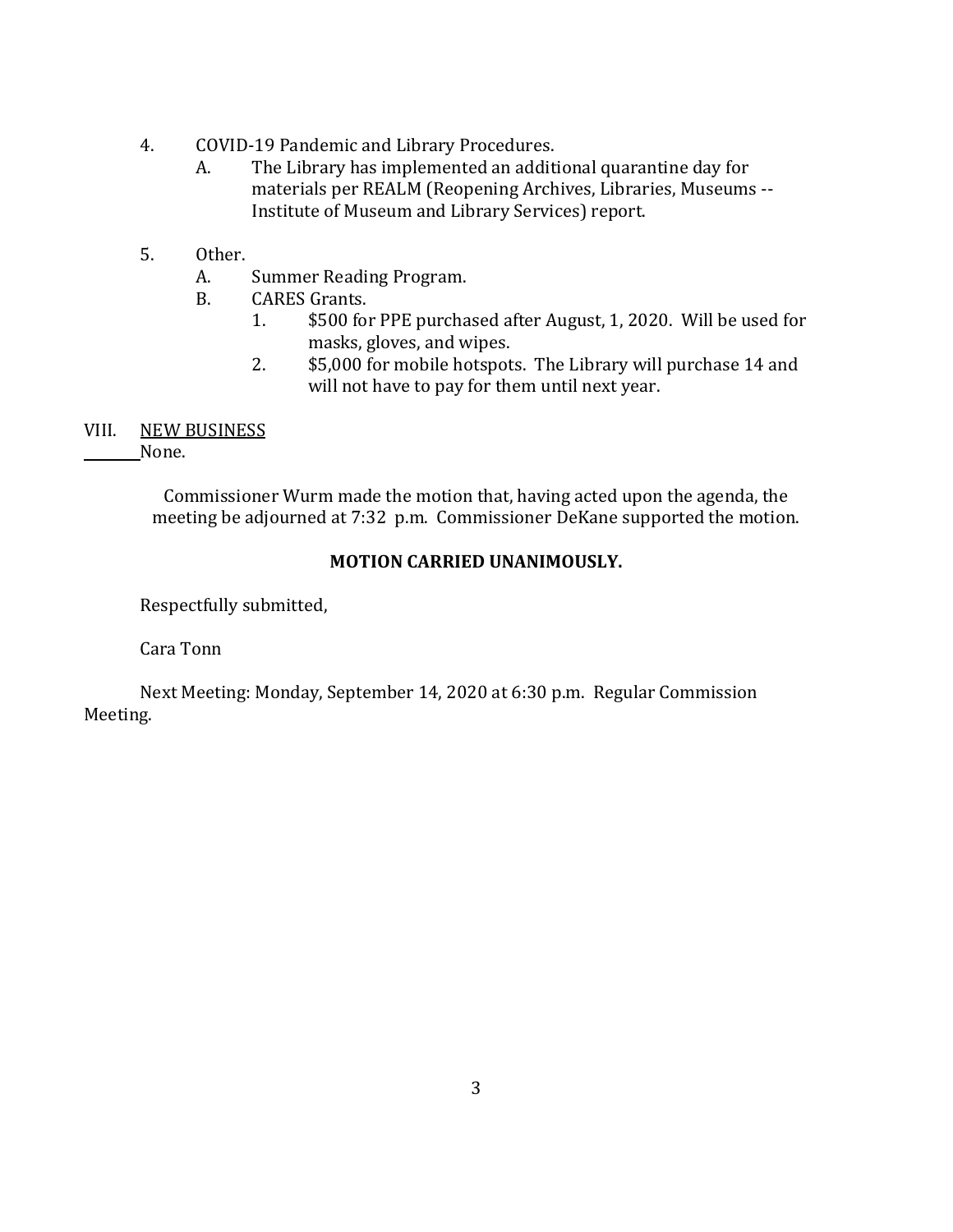4. COVID-19 Pandemic and Library Procedures.
   A. The Library has implemented an additional quarantine day for materials per REALM (Reopening Archives, Libraries, Museums -- Institute of Museum and Library Services) report.

5. Other.
   A. Summer Reading Program.
   B. CARES Grants.
      1. $500 for PPE purchased after August, 1, 2020. Will be used for masks, gloves, and wipes.
      2. $5,000 for mobile hotspots. The Library will purchase 14 and will not have to pay for them until next year.

VIII. NEW BUSINESS

None.

Commissioner Wurm made the motion that, having acted upon the agenda, the meeting be adjourned at 7:32 p.m. Commissioner DeKane supported the motion.

**MOTION CARRIED UNANIMOUSLY.**

Respectfully submitted,

Cara Tonn

Next Meeting: Monday, September 14, 2020 at 6:30 p.m. Regular Commission Meeting.